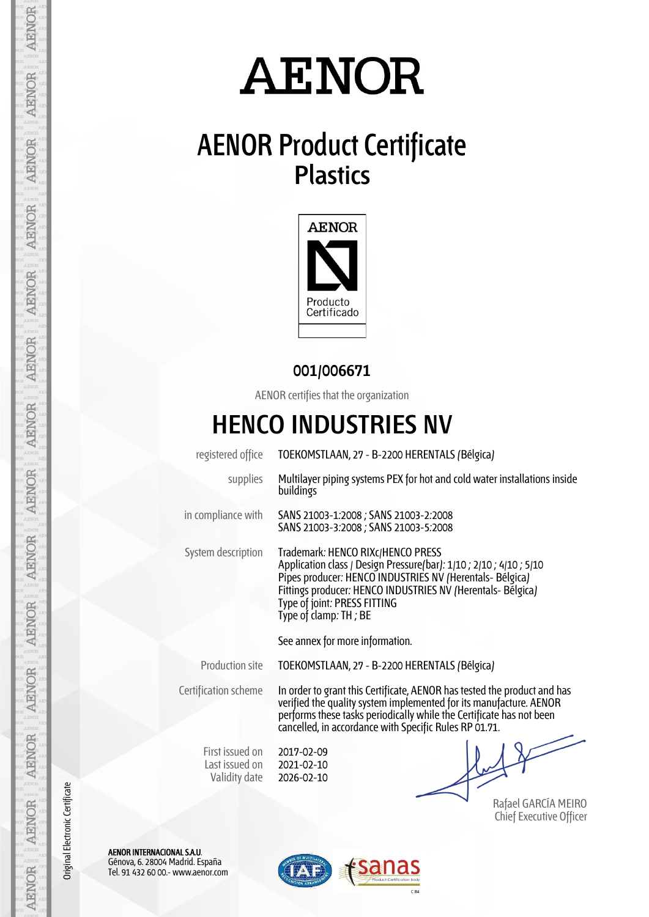# AENOR

## AENOR Product Certificate
## Plastics

AENOR

Producto Certificado

**001/006671**

AENOR certifies that the organization

# HENCO INDUSTRIES NV

| | |
|---|---|
| registered office | TOEKOMSTLAAN, 27 - B-2200 HERENTALS (Bélgica) |
| supplies | Multilayer piping systems PEX for hot and cold water installations inside buildings |
| in compliance with | SANS 21003-1:2008 ; SANS 21003-2:2008<br>SANS 21003-3:2008 ; SANS 21003-5:2008 |
| System description | Trademark: HENCO RIXc/HENCO PRESS<br>Application class / Design Pressure(bar): 1/10 ; 2/10 ; 4/10 ; 5/10<br>Pipes producer: HENCO INDUSTRIES NV (Herentals- Bélgica)<br>Fittings producer: HENCO INDUSTRIES NV (Herentals- Bélgica)<br>Type of joint: PRESS FITTING<br>Type of clamp: TH ; BE<br><br>See annex for more information. |
| Production site | TOEKOMSTLAAN, 27 - B-2200 HERENTALS (Bélgica) |
| Certification scheme | In order to grant this Certificate, AENOR has tested the product and has verified the quality system implemented for its manufacture. AENOR performs these tasks periodically while the Certificate has not been cancelled, in accordance with Specific Rules RP 01.71. |

First issued on 2017-02-09
Last issued on 2021-02-10
Validity date 2026-02-10

Rafael GARCÍA MEIRO
Chief Executive Officer

Original Electronic Certificate

**AENOR INTERNACIONAL S.A.U.**
Génova, 6. 28004 Madrid. España
Tel. 91 432 60 00.- www.aenor.com

IAF
sanas Product Certification Body
C 84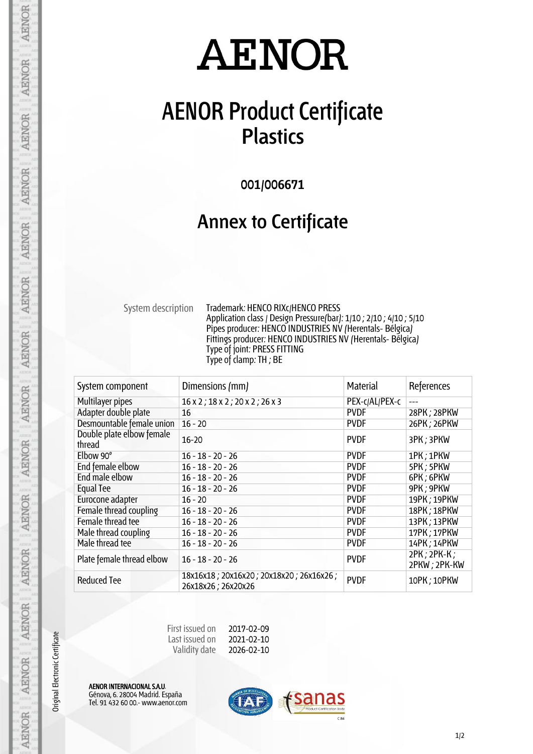# AENOR

# AENOR Product Certificate
## Plastics

**001/006671**

## Annex to Certificate

System description

Trademark: HENCO RIXc/HENCO PRESS
Application class / Design Pressure(bar): 1/10 ; 2/10 ; 4/10 ; 5/10
Pipes producer: HENCO INDUSTRIES NV (Herentals- Bélgica)
Fittings producer: HENCO INDUSTRIES NV (Herentals- Bélgica)
Type of joint: PRESS FITTING
Type of clamp: TH ; BE

| System component | Dimensions (mm) | Material | References |
|---|---|---|---|
| Multilayer pipes | 16 x 2 ; 18 x 2 ; 20 x 2 ; 26 x 3 | PEX-c/AL/PEX-c | --- |
| Adapter double plate | 16 | PVDF | 28PK ; 28PKW |
| Desmountable female union | 16 - 20 | PVDF | 26PK ; 26PKW |
| Double plate elbow female thread | 16-20 | PVDF | 3PK ; 3PKW |
| Elbow 90° | 16 - 18 - 20 - 26 | PVDF | 1PK ; 1PKW |
| End female elbow | 16 - 18 - 20 - 26 | PVDF | 5PK ; 5PKW |
| End male elbow | 16 - 18 - 20 - 26 | PVDF | 6PK ; 6PKW |
| Equal Tee | 16 - 18 - 20 - 26 | PVDF | 9PK ; 9PKW |
| Eurocone adapter | 16 - 20 | PVDF | 19PK ; 19PKW |
| Female thread coupling | 16 - 18 - 20 - 26 | PVDF | 18PK ; 18PKW |
| Female thread tee | 16 - 18 - 20 - 26 | PVDF | 13PK ; 13PKW |
| Male thread coupling | 16 - 18 - 20 - 26 | PVDF | 17PK ; 17PKW |
| Male thread tee | 16 - 18 - 20 - 26 | PVDF | 14PK ; 14PKW |
| Plate female thread elbow | 16 - 18 - 20 - 26 | PVDF | 2PK ; 2PK-K ; 2PKW ; 2PK-KW |
| Reduced Tee | 18x16x18 ; 20x16x20 ; 20x18x20 ; 26x16x26 ; 26x18x26 ; 26x20x26 | PVDF | 10PK ; 10PKW |

First issued on 2017-02-09
Last issued on 2021-02-10
Validity date 2026-02-10

**AENOR INTERNACIONAL S.A.U.**
Génova, 6. 28004 Madrid. España
Tel. 91 432 60 00.- www.aenor.com

Original Electronic Certificate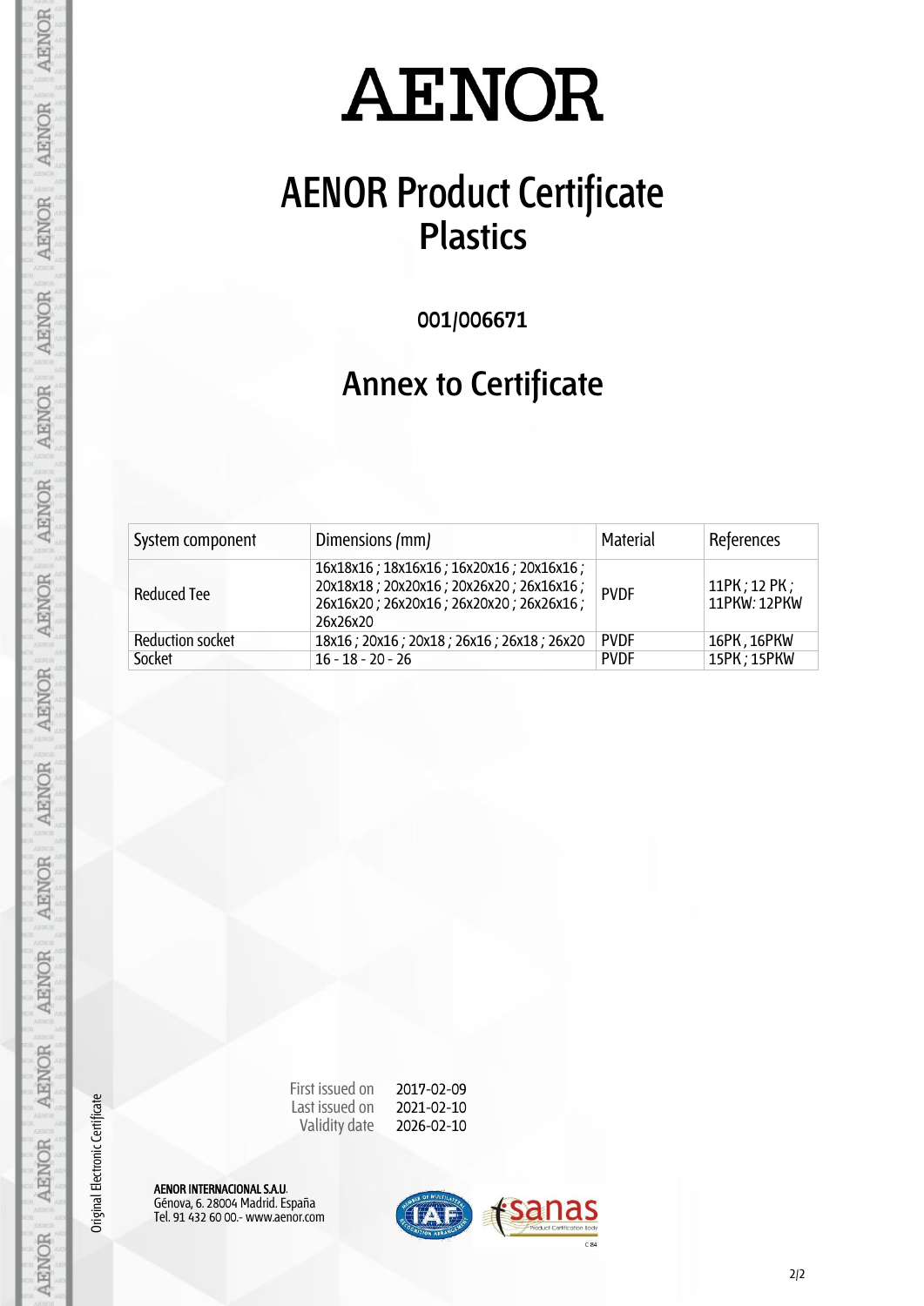# AENOR

## AENOR Product Certificate
## Plastics

**001/006671**

## Annex to Certificate

| System component | Dimensions (mm) | Material | References |
|---|---|---|---|
| Reduced Tee | 16x18x16 ; 18x16x16 ; 16x20x16 ; 20x16x16 ; 20x18x18 ; 20x20x16 ; 20x26x20 ; 26x16x16 ; 26x16x20 ; 26x20x16 ; 26x20x20 ; 26x26x16 ; 26x26x20 | PVDF | 11PK ; 12 PK ; 11PKW: 12PKW |
| Reduction socket | 18x16 ; 20x16 ; 20x18 ; 26x16 ; 26x18 ; 26x20 | PVDF | 16PK , 16PKW |
| Socket | 16 - 18 - 20 - 26 | PVDF | 15PK ; 15PKW |

First issued on 2017-02-09
Last issued on 2021-02-10
Validity date 2026-02-10

Original Electronic Certificate

**AENOR INTERNACIONAL S.A.U.**
Génova, 6. 28004 Madrid. España
Tel. 91 432 60 00.- www.aenor.com